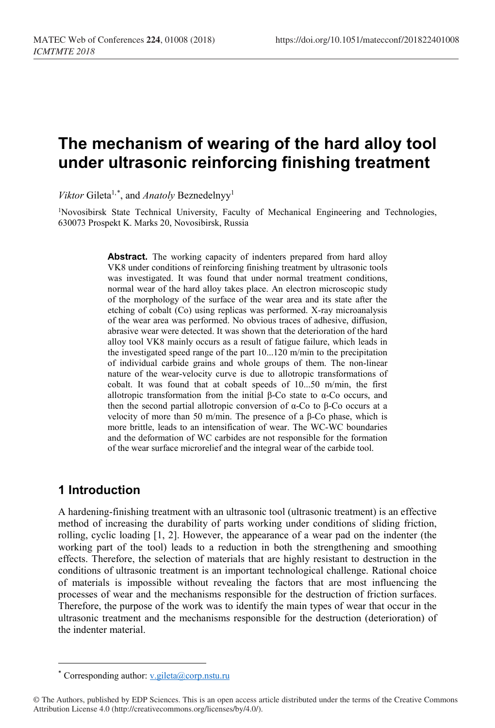# The mechanism of wearing of the hard alloy tool under ultrasonic reinforcing finishing treatment

*Viktor* Gileta[1,*], and *Anatoly* Beznedelnyy[1]

[1]Novosibirsk State Technical University, Faculty of Mechanical Engineering and Technologies, 630073 Prospekt K. Marks 20, Novosibirsk, Russia

**Abstract.** The working capacity of indenters prepared from hard alloy VK8 under conditions of reinforcing finishing treatment by ultrasonic tools was investigated. It was found that under normal treatment conditions, normal wear of the hard alloy takes place. An electron microscopic study of the morphology of the surface of the wear area and its state after the etching of cobalt (Co) using replicas was performed. X-ray microanalysis of the wear area was performed. No obvious traces of adhesive, diffusion, abrasive wear were detected. It was shown that the deterioration of the hard alloy tool VK8 mainly occurs as a result of fatigue failure, which leads in the investigated speed range of the part 10...120 m/min to the precipitation of individual carbide grains and whole groups of them. The non-linear nature of the wear-velocity curve is due to allotropic transformations of cobalt. It was found that at cobalt speeds of 10...50 m/min, the first allotropic transformation from the initial β-Co state to α-Co occurs, and then the second partial allotropic conversion of α-Co to β-Co occurs at a velocity of more than 50 m/min. The presence of a β-Co phase, which is more brittle, leads to an intensification of wear. The WC-WC boundaries and the deformation of WC carbides are not responsible for the formation of the wear surface microrelief and the integral wear of the carbide tool.

## 1 Introduction

A hardening-finishing treatment with an ultrasonic tool (ultrasonic treatment) is an effective method of increasing the durability of parts working under conditions of sliding friction, rolling, cyclic loading [1, 2]. However, the appearance of a wear pad on the indenter (the working part of the tool) leads to a reduction in both the strengthening and smoothing effects. Therefore, the selection of materials that are highly resistant to destruction in the conditions of ultrasonic treatment is an important technological challenge. Rational choice of materials is impossible without revealing the factors that are most influencing the processes of wear and the mechanisms responsible for the destruction of friction surfaces. Therefore, the purpose of the work was to identify the main types of wear that occur in the ultrasonic treatment and the mechanisms responsible for the destruction (deterioration) of the indenter material.

* Corresponding author: v.gileta@corp.nstu.ru

© The Authors, published by EDP Sciences. This is an open access article distributed under the terms of the Creative Commons Attribution License 4.0 (http://creativecommons.org/licenses/by/4.0/).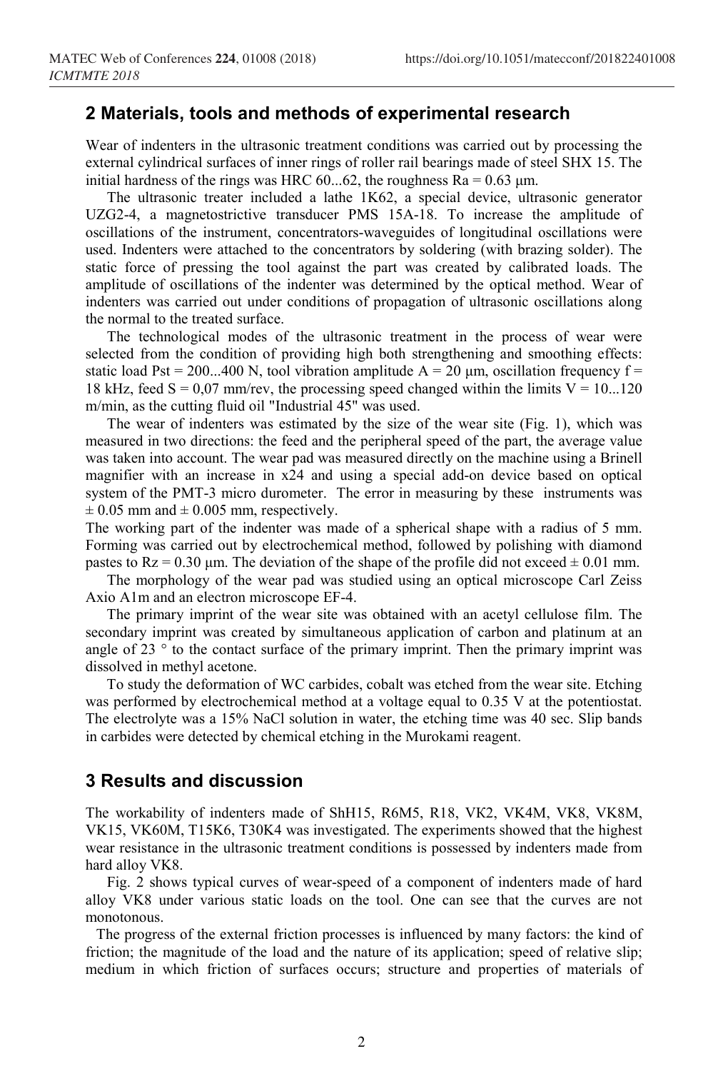## 2 Materials, tools and methods of experimental research

Wear of indenters in the ultrasonic treatment conditions was carried out by processing the external cylindrical surfaces of inner rings of roller rail bearings made of steel SHX 15. The initial hardness of the rings was HRC 60...62, the roughness Ra = 0.63 μm.

The ultrasonic treater included a lathe 1K62, a special device, ultrasonic generator UZG2-4, a magnetostrictive transducer PMS 15A-18. To increase the amplitude of oscillations of the instrument, concentrators-waveguides of longitudinal oscillations were used. Indenters were attached to the concentrators by soldering (with brazing solder). The static force of pressing the tool against the part was created by calibrated loads. The amplitude of oscillations of the indenter was determined by the optical method. Wear of indenters was carried out under conditions of propagation of ultrasonic oscillations along the normal to the treated surface.

The technological modes of the ultrasonic treatment in the process of wear were selected from the condition of providing high both strengthening and smoothing effects: static load $P_{st}$ = 200...400 N, tool vibration amplitude A = 20 μm, oscillation frequency f = 18 kHz, feed S = 0,07 mm/rev, the processing speed changed within the limits V = 10...120 m/min, as the cutting fluid oil "Industrial 45" was used.

The wear of indenters was estimated by the size of the wear site (Fig. 1), which was measured in two directions: the feed and the peripheral speed of the part, the average value was taken into account. The wear pad was measured directly on the machine using a Brinell magnifier with an increase in x24 and using a special add-on device based on optical system of the PMT-3 micro durometer. The error in measuring by these instruments was ± 0.05 mm and ± 0.005 mm, respectively.

The working part of the indenter was made of a spherical shape with a radius of 5 mm. Forming was carried out by electrochemical method, followed by polishing with diamond pastes to Rz = 0.30 μm. The deviation of the shape of the profile did not exceed ± 0.01 mm.

The morphology of the wear pad was studied using an optical microscope Carl Zeiss Axio A1m and an electron microscope EF-4.

The primary imprint of the wear site was obtained with an acetyl cellulose film. The secondary imprint was created by simultaneous application of carbon and platinum at an angle of 23 ° to the contact surface of the primary imprint. Then the primary imprint was dissolved in methyl acetone.

To study the deformation of WC carbides, cobalt was etched from the wear site. Etching was performed by electrochemical method at a voltage equal to 0.35 V at the potentiostat. The electrolyte was a 15% NaCl solution in water, the etching time was 40 sec. Slip bands in carbides were detected by chemical etching in the Murokami reagent.

## 3 Results and discussion

The workability of indenters made of ShH15, R6M5, R18, VK2, VK4M, VK8, VK8M, VK15, VK60M, T15K6, T30K4 was investigated. The experiments showed that the highest wear resistance in the ultrasonic treatment conditions is possessed by indenters made from hard alloy VK8.

Fig. 2 shows typical curves of wear-speed of a component of indenters made of hard alloy VK8 under various static loads on the tool. One can see that the curves are not monotonous.

The progress of the external friction processes is influenced by many factors: the kind of friction; the magnitude of the load and the nature of its application; speed of relative slip; medium in which friction of surfaces occurs; structure and properties of materials of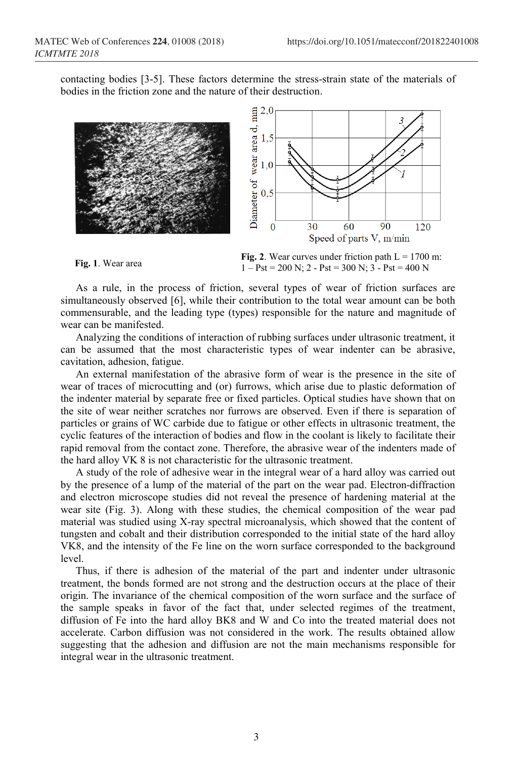contacting bodies [3-5]. These factors determine the stress-strain state of the materials of bodies in the friction zone and the nature of their destruction.

Fig. 1. Wear area

Fig. 2. Wear curves under friction path L = 1700 m: 1 – Pst = 200 N; 2 - Pst = 300 N; 3 - Pst = 400 N

As a rule, in the process of friction, several types of wear of friction surfaces are simultaneously observed [6], while their contribution to the total wear amount can be both commensurable, and the leading type (types) responsible for the nature and magnitude of wear can be manifested.

Analyzing the conditions of interaction of rubbing surfaces under ultrasonic treatment, it can be assumed that the most characteristic types of wear indenter can be abrasive, cavitation, adhesion, fatigue.

An external manifestation of the abrasive form of wear is the presence in the site of wear of traces of microcutting and (or) furrows, which arise due to plastic deformation of the indenter material by separate free or fixed particles. Optical studies have shown that on the site of wear neither scratches nor furrows are observed. Even if there is separation of particles or grains of WC carbide due to fatigue or other effects in ultrasonic treatment, the cyclic features of the interaction of bodies and flow in the coolant is likely to facilitate their rapid removal from the contact zone. Therefore, the abrasive wear of the indenters made of the hard alloy VK 8 is not characteristic for the ultrasonic treatment.

A study of the role of adhesive wear in the integral wear of a hard alloy was carried out by the presence of a lump of the material of the part on the wear pad. Electron-diffraction and electron microscope studies did not reveal the presence of hardening material at the wear site (Fig. 3). Along with these studies, the chemical composition of the wear pad material was studied using X-ray spectral microanalysis, which showed that the content of tungsten and cobalt and their distribution corresponded to the initial state of the hard alloy VK8, and the intensity of the Fe line on the worn surface corresponded to the background level.

Thus, if there is adhesion of the material of the part and indenter under ultrasonic treatment, the bonds formed are not strong and the destruction occurs at the place of their origin. The invariance of the chemical composition of the worn surface and the surface of the sample speaks in favor of the fact that, under selected regimes of the treatment, diffusion of Fe into the hard alloy BK8 and W and Co into the treated material does not accelerate. Carbon diffusion was not considered in the work. The results obtained allow suggesting that the adhesion and diffusion are not the main mechanisms responsible for integral wear in the ultrasonic treatment.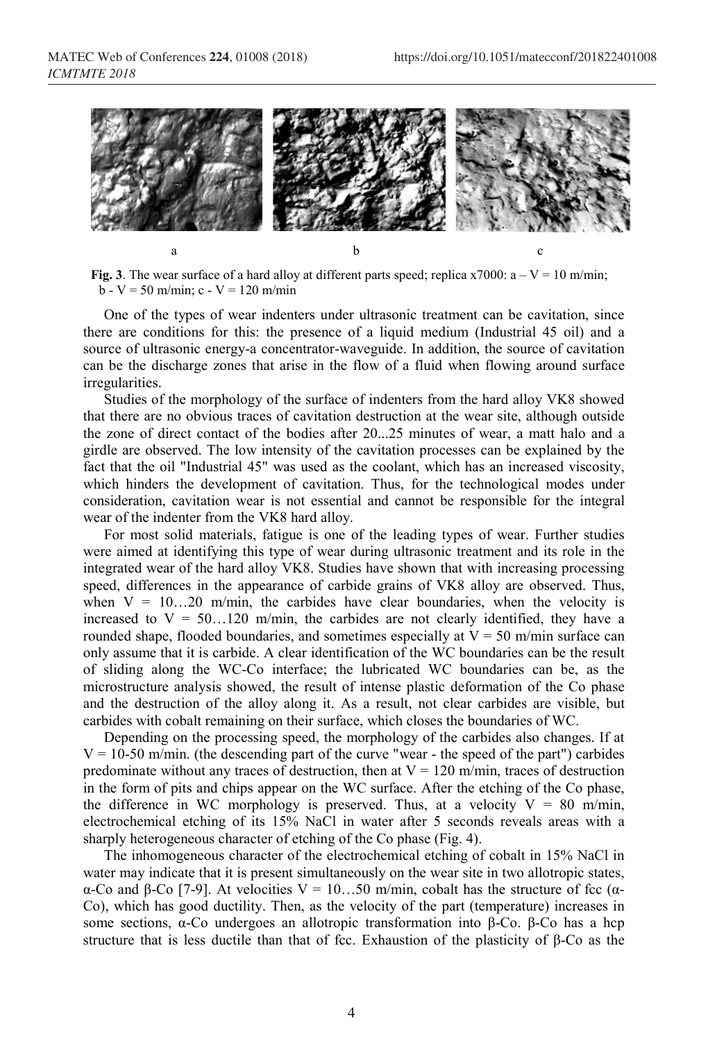a b c

**Fig. 3**. The wear surface of a hard alloy at different parts speed; replica x7000: a – V = 10 m/min; b - V = 50 m/min; c - V = 120 m/min

One of the types of wear indenters under ultrasonic treatment can be cavitation, since there are conditions for this: the presence of a liquid medium (Industrial 45 oil) and a source of ultrasonic energy-a concentrator-waveguide. In addition, the source of cavitation can be the discharge zones that arise in the flow of a fluid when flowing around surface irregularities.

Studies of the morphology of the surface of indenters from the hard alloy VK8 showed that there are no obvious traces of cavitation destruction at the wear site, although outside the zone of direct contact of the bodies after 20...25 minutes of wear, a matt halo and a girdle are observed. The low intensity of the cavitation processes can be explained by the fact that the oil "Industrial 45" was used as the coolant, which has an increased viscosity, which hinders the development of cavitation. Thus, for the technological modes under consideration, cavitation wear is not essential and cannot be responsible for the integral wear of the indenter from the VK8 hard alloy.

For most solid materials, fatigue is one of the leading types of wear. Further studies were aimed at identifying this type of wear during ultrasonic treatment and its role in the integrated wear of the hard alloy VK8. Studies have shown that with increasing processing speed, differences in the appearance of carbide grains of VK8 alloy are observed. Thus, when V = 10…20 m/min, the carbides have clear boundaries, when the velocity is increased to V = 50…120 m/min, the carbides are not clearly identified, they have a rounded shape, flooded boundaries, and sometimes especially at V = 50 m/min surface can only assume that it is carbide. A clear identification of the WC boundaries can be the result of sliding along the WC-Co interface; the lubricated WC boundaries can be, as the microstructure analysis showed, the result of intense plastic deformation of the Co phase and the destruction of the alloy along it. As a result, not clear carbides are visible, but carbides with cobalt remaining on their surface, which closes the boundaries of WC.

Depending on the processing speed, the morphology of the carbides also changes. If at V = 10-50 m/min. (the descending part of the curve "wear - the speed of the part") carbides predominate without any traces of destruction, then at V = 120 m/min, traces of destruction in the form of pits and chips appear on the WC surface. After the etching of the Co phase, the difference in WC morphology is preserved. Thus, at a velocity V = 80 m/min, electrochemical etching of its 15% NaCl in water after 5 seconds reveals areas with a sharply heterogeneous character of etching of the Co phase (Fig. 4).

The inhomogeneous character of the electrochemical etching of cobalt in 15% NaCl in water may indicate that it is present simultaneously on the wear site in two allotropic states, α-Co and β-Co [7-9]. At velocities V = 10…50 m/min, cobalt has the structure of fcc (α-Co), which has good ductility. Then, as the velocity of the part (temperature) increases in some sections, α-Co undergoes an allotropic transformation into β-Co. β-Co has a hcp structure that is less ductile than that of fcc. Exhaustion of the plasticity of β-Co as the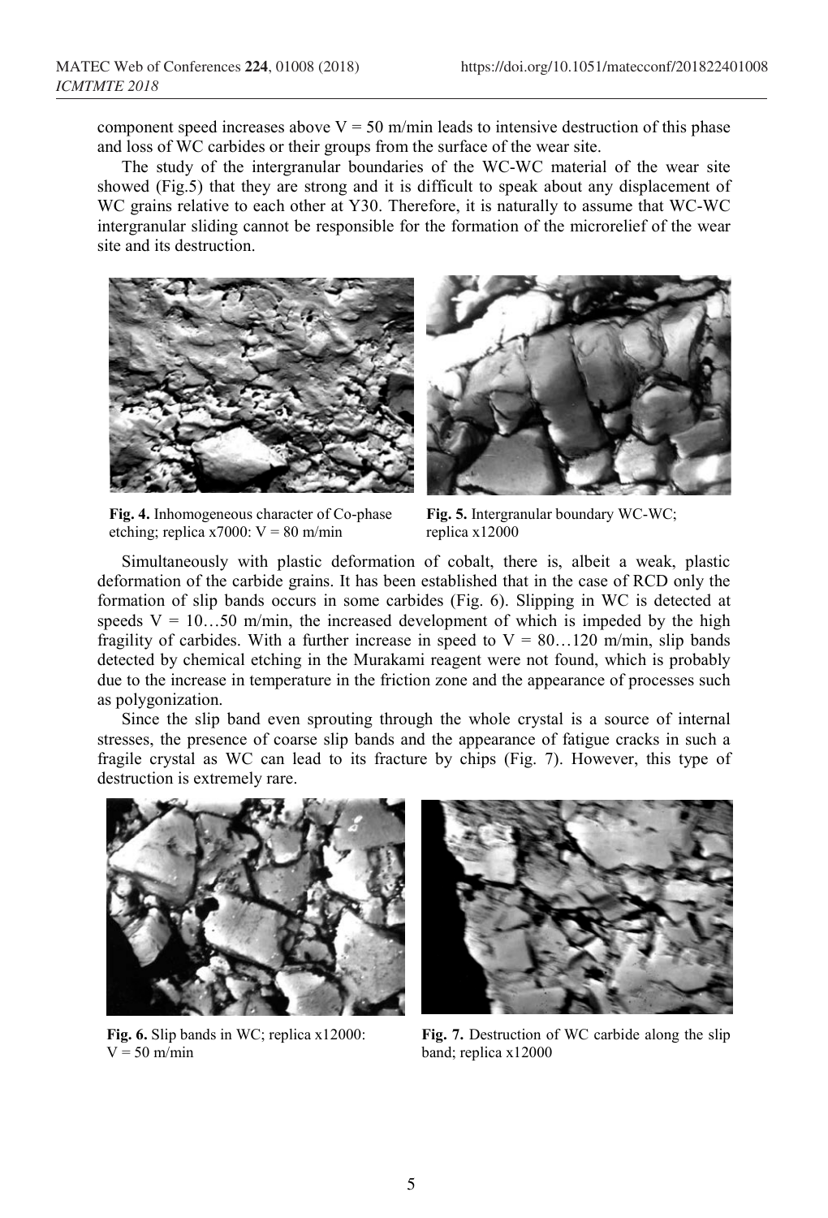component speed increases above $V = 50$ m/min leads to intensive destruction of this phase and loss of WC carbides or their groups from the surface of the wear site.

The study of the intergranular boundaries of the WC-WC material of the wear site showed (Fig.5) that they are strong and it is difficult to speak about any displacement of WC grains relative to each other at Y30. Therefore, it is naturally to assume that WC-WC intergranular sliding cannot be responsible for the formation of the microrelief of the wear site and its destruction.

**Fig. 4.** Inhomogeneous character of Co-phase etching; replica x7000: $V = 80$ m/min

**Fig. 5.** Intergranular boundary WC-WC; replica x12000

Simultaneously with plastic deformation of cobalt, there is, albeit a weak, plastic deformation of the carbide grains. It has been established that in the case of RCD only the formation of slip bands occurs in some carbides (Fig. 6). Slipping in WC is detected at speeds $V = 10…50$ m/min, the increased development of which is impeded by the high fragility of carbides. With a further increase in speed to $V = 80…120$ m/min, slip bands detected by chemical etching in the Murakami reagent were not found, which is probably due to the increase in temperature in the friction zone and the appearance of processes such as polygonization.

Since the slip band even sprouting through the whole crystal is a source of internal stresses, the presence of coarse slip bands and the appearance of fatigue cracks in such a fragile crystal as WC can lead to its fracture by chips (Fig. 7). However, this type of destruction is extremely rare.

**Fig. 6.** Slip bands in WC; replica x12000: $V = 50$ m/min

**Fig. 7.** Destruction of WC carbide along the slip band; replica x12000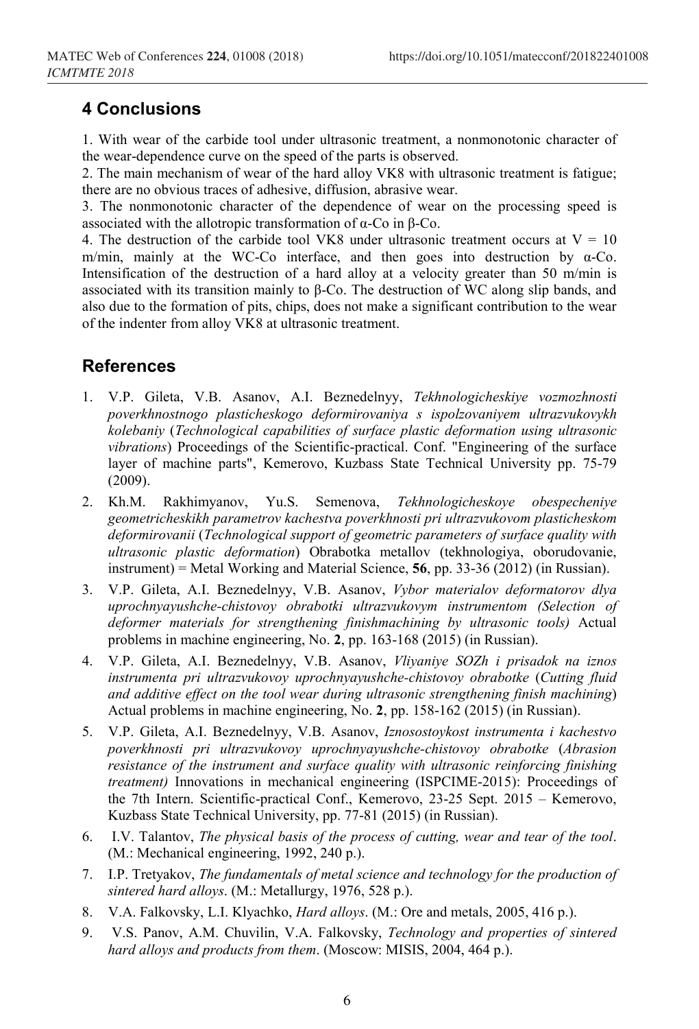## 4 Conclusions

1. With wear of the carbide tool under ultrasonic treatment, a nonmonotonic character of the wear-dependence curve on the speed of the parts is observed.
2. The main mechanism of wear of the hard alloy VK8 with ultrasonic treatment is fatigue; there are no obvious traces of adhesive, diffusion, abrasive wear.
3. The nonmonotonic character of the dependence of wear on the processing speed is associated with the allotropic transformation of α-Co in β-Co.
4. The destruction of the carbide tool VK8 under ultrasonic treatment occurs at $V = 10$ m/min, mainly at the WC-Co interface, and then goes into destruction by α-Co. Intensification of the destruction of a hard alloy at a velocity greater than 50 m/min is associated with its transition mainly to β-Co. The destruction of WC along slip bands, and also due to the formation of pits, chips, does not make a significant contribution to the wear of the indenter from alloy VK8 at ultrasonic treatment.

## References

1. V.P. Gileta, V.B. Asanov, A.I. Beznedelnyy, *Tekhnologicheskiye vozmozhnosti poverkhnostnogo plasticheskogo deformirovaniya s ispolzovaniyem ultrazvukovykh kolebaniy* (*Technological capabilities of surface plastic deformation using ultrasonic vibrations*) Proceedings of the Scientific-practical. Conf. "Engineering of the surface layer of machine parts", Kemerovo, Kuzbass State Technical University pp. 75-79 (2009).
2. Kh.M. Rakhimyanov, Yu.S. Semenova, *Tekhnologicheskoye obespecheniye geometricheskikh parametrov kachestva poverkhnosti pri ultrazvukovom plasticheskom deformirovanii* (*Technological support of geometric parameters of surface quality with ultrasonic plastic deformation*) Obrabotka metallov (tekhnologiya, oborudovanie, instrument) = Metal Working and Material Science, **56**, pp. 33-36 (2012) (in Russian).
3. V.P. Gileta, A.I. Beznedelnyy, V.B. Asanov, *Vybor materialov deformatorov dlya uprochnyayushche-chistovoy obrabotki ultrazvukovym instrumentom (Selection of deformer materials for strengthening finishmachining by ultrasonic tools)* Actual problems in machine engineering, No. **2**, pp. 163-168 (2015) (in Russian).
4. V.P. Gileta, A.I. Beznedelnyy, V.B. Asanov, *Vliyaniye SOZh i prisadok na iznos instrumenta pri ultrazvukovoy uprochnyayushche-chistovoy obrabotke* (*Cutting fluid and additive effect on the tool wear during ultrasonic strengthening finish machining*) Actual problems in machine engineering, No. **2**, pp. 158-162 (2015) (in Russian).
5. V.P. Gileta, A.I. Beznedelnyy, V.B. Asanov, *Iznosostoykost instrumenta i kachestvo poverkhnosti pri ultrazvukovoy uprochnyayushche-chistovoy obrabotke* (*Abrasion resistance of the instrument and surface quality with ultrasonic reinforcing finishing treatment)* Innovations in mechanical engineering (ISPCIME-2015): Proceedings of the 7th Intern. Scientific-practical Conf., Kemerovo, 23-25 Sept. 2015 – Kemerovo, Kuzbass State Technical University, pp. 77-81 (2015) (in Russian).
6. I.V. Talantov, *The physical basis of the process of cutting, wear and tear of the tool*. (M.: Mechanical engineering, 1992, 240 p.).
7. I.P. Tretyakov, *The fundamentals of metal science and technology for the production of sintered hard alloys*. (M.: Metallurgy, 1976, 528 p.).
8. V.A. Falkovsky, L.I. Klyachko, *Hard alloys*. (M.: Ore and metals, 2005, 416 p.).
9. V.S. Panov, A.M. Chuvilin, V.A. Falkovsky, *Technology and properties of sintered hard alloys and products from them*. (Moscow: MISIS, 2004, 464 p.).